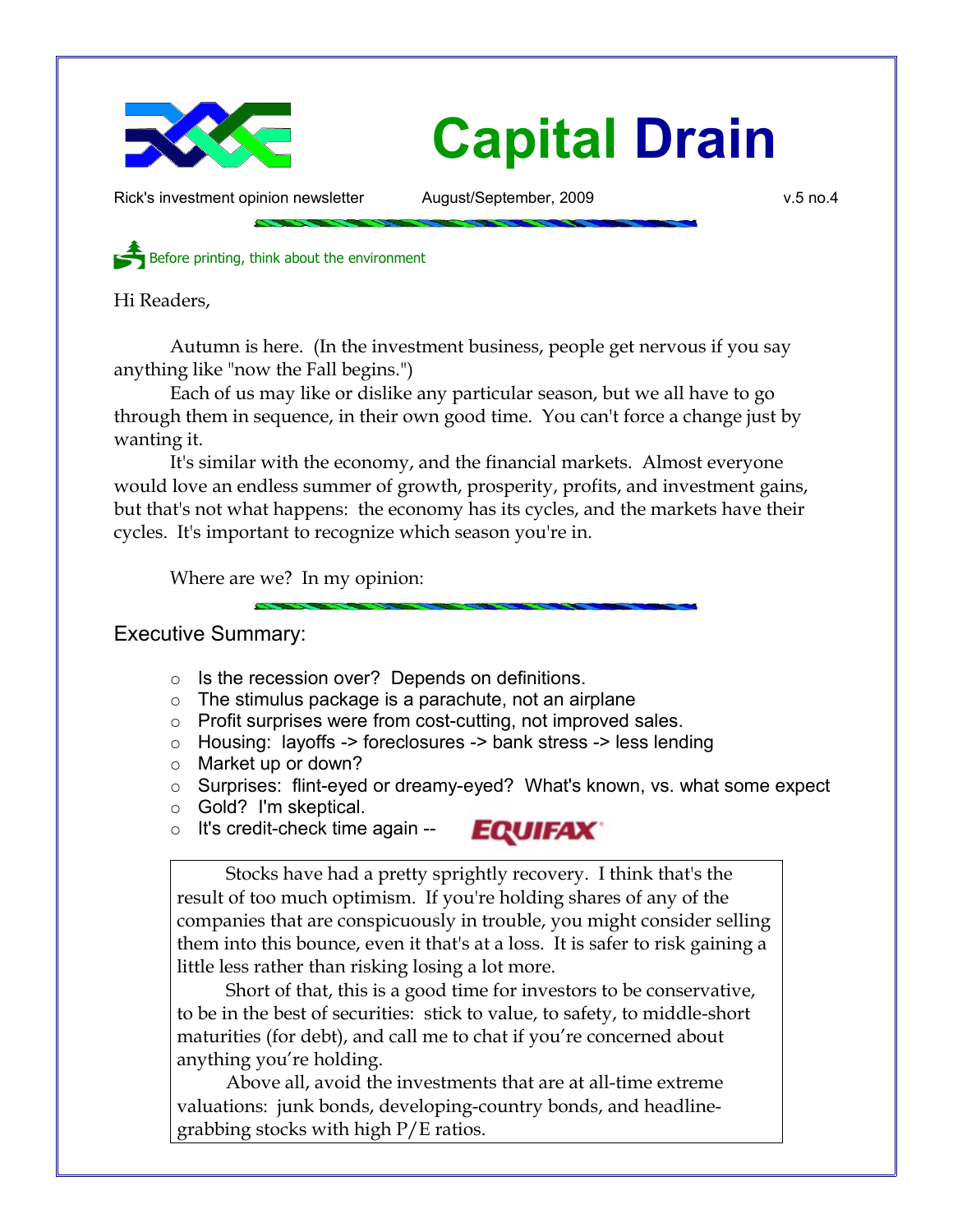# Capital Drain

Rick's investment opinion newsletter    August/September, 2009    v.5 no.4

Before printing, think about the environment

Hi Readers,

Autumn is here. (In the investment business, people get nervous if you say anything like "now the Fall begins.")

Each of us may like or dislike any particular season, but we all have to go through them in sequence, in their own good time. You can't force a change just by wanting it.

It's similar with the economy, and the financial markets. Almost everyone would love an endless summer of growth, prosperity, profits, and investment gains, but that's not what happens: the economy has its cycles, and the markets have their cycles. It's important to recognize which season you're in.

Where are we? In my opinion:

## Executive Summary:

- Is the recession over? Depends on definitions.
- The stimulus package is a parachute, not an airplane
- Profit surprises were from cost-cutting, not improved sales.
- Housing: layoffs -> foreclosures -> bank stress -> less lending
- Market up or down?
- Surprises: flint-eyed or dreamy-eyed? What's known, vs. what some expect
- Gold? I'm skeptical.
- It's credit-check time again -- EQUIFAX

> Stocks have had a pretty sprightly recovery. I think that's the result of too much optimism. If you're holding shares of any of the companies that are conspicuously in trouble, you might consider selling them into this bounce, even it that's at a loss. It is safer to risk gaining a little less rather than risking losing a lot more.
>
> Short of that, this is a good time for investors to be conservative, to be in the best of securities: stick to value, to safety, to middle-short maturities (for debt), and call me to chat if you're concerned about anything you're holding.
>
> Above all, avoid the investments that are at all-time extreme valuations: junk bonds, developing-country bonds, and headline-grabbing stocks with high P/E ratios.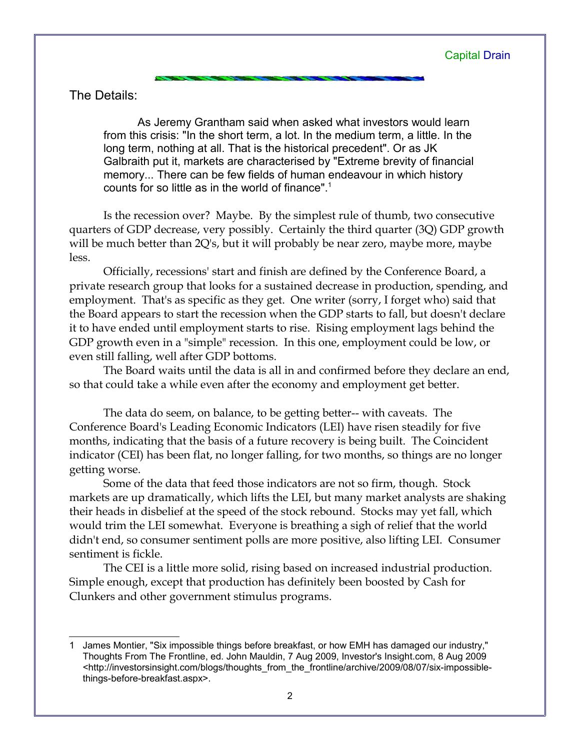## The Details:

> As Jeremy Grantham said when asked what investors would learn from this crisis: "In the short term, a lot. In the medium term, a little. In the long term, nothing at all. That is the historical precedent". Or as JK Galbraith put it, markets are characterised by "Extreme brevity of financial memory... There can be few fields of human endeavour in which history counts for so little as in the world of finance".[1]

Is the recession over? Maybe. By the simplest rule of thumb, two consecutive quarters of GDP decrease, very possibly. Certainly the third quarter (3Q) GDP growth will be much better than 2Q's, but it will probably be near zero, maybe more, maybe less.

Officially, recessions' start and finish are defined by the Conference Board, a private research group that looks for a sustained decrease in production, spending, and employment. That's as specific as they get. One writer (sorry, I forget who) said that the Board appears to start the recession when the GDP starts to fall, but doesn't declare it to have ended until employment starts to rise. Rising employment lags behind the GDP growth even in a "simple" recession. In this one, employment could be low, or even still falling, well after GDP bottoms.

The Board waits until the data is all in and confirmed before they declare an end, so that could take a while even after the economy and employment get better.

The data do seem, on balance, to be getting better-- with caveats. The Conference Board's Leading Economic Indicators (LEI) have risen steadily for five months, indicating that the basis of a future recovery is being built. The Coincident indicator (CEI) has been flat, no longer falling, for two months, so things are no longer getting worse.

Some of the data that feed those indicators are not so firm, though. Stock markets are up dramatically, which lifts the LEI, but many market analysts are shaking their heads in disbelief at the speed of the stock rebound. Stocks may yet fall, which would trim the LEI somewhat. Everyone is breathing a sigh of relief that the world didn't end, so consumer sentiment polls are more positive, also lifting LEI. Consumer sentiment is fickle.

The CEI is a little more solid, rising based on increased industrial production. Simple enough, except that production has definitely been boosted by Cash for Clunkers and other government stimulus programs.

---

1 James Montier, "Six impossible things before breakfast, or how EMH has damaged our industry," Thoughts From The Frontline, ed. John Mauldin, 7 Aug 2009, Investor's Insight.com, 8 Aug 2009 <http://investorsinsight.com/blogs/thoughts_from_the_frontline/archive/2009/08/07/six-impossible-things-before-breakfast.aspx>.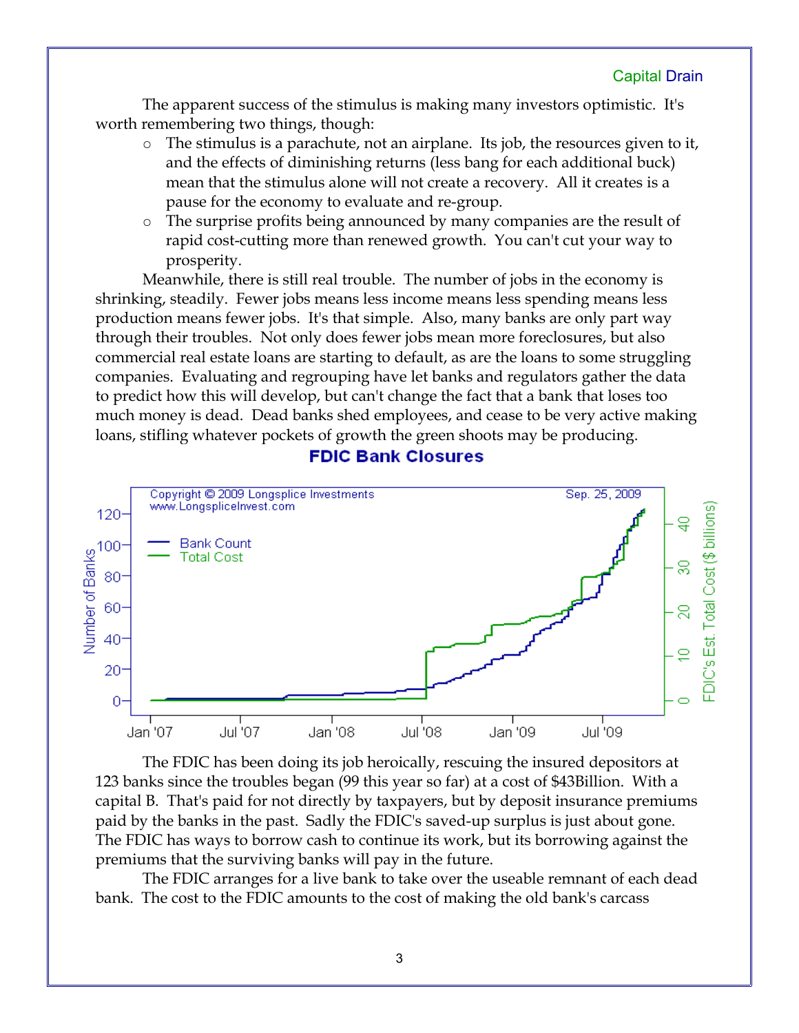The apparent success of the stimulus is making many investors optimistic. It's worth remembering two things, though:

- The stimulus is a parachute, not an airplane. Its job, the resources given to it, and the effects of diminishing returns (less bang for each additional buck) mean that the stimulus alone will not create a recovery. All it creates is a pause for the economy to evaluate and re-group.
- The surprise profits being announced by many companies are the result of rapid cost-cutting more than renewed growth. You can't cut your way to prosperity.

Meanwhile, there is still real trouble. The number of jobs in the economy is shrinking, steadily. Fewer jobs means less income means less spending means less production means fewer jobs. It's that simple. Also, many banks are only part way through their troubles. Not only does fewer jobs mean more foreclosures, but also commercial real estate loans are starting to default, as are the loans to some struggling companies. Evaluating and regrouping have let banks and regulators gather the data to predict how this will develop, but can't change the fact that a bank that loses too much money is dead. Dead banks shed employees, and cease to be very active making loans, stifling whatever pockets of growth the green shoots may be producing.

**FDIC Bank Closures**

The FDIC has been doing its job heroically, rescuing the insured depositors at 123 banks since the troubles began (99 this year so far) at a cost of $43Billion. With a capital B. That's paid for not directly by taxpayers, but by deposit insurance premiums paid by the banks in the past. Sadly the FDIC's saved-up surplus is just about gone. The FDIC has ways to borrow cash to continue its work, but its borrowing against the premiums that the surviving banks will pay in the future.

The FDIC arranges for a live bank to take over the useable remnant of each dead bank. The cost to the FDIC amounts to the cost of making the old bank's carcass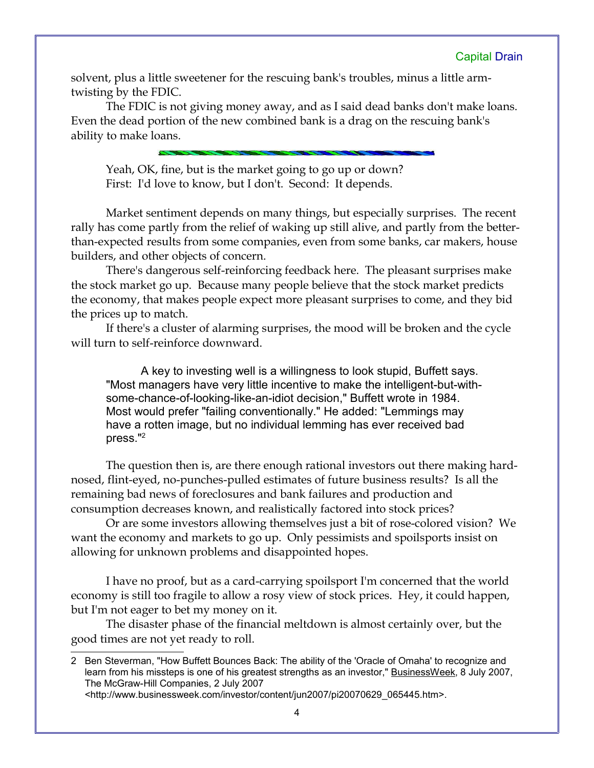solvent, plus a little sweetener for the rescuing bank's troubles, minus a little arm-twisting by the FDIC.

The FDIC is not giving money away, and as I said dead banks don't make loans. Even the dead portion of the new combined bank is a drag on the rescuing bank's ability to make loans.

---

Yeah, OK, fine, but is the market going to go up or down?
First: I'd love to know, but I don't. Second: It depends.

Market sentiment depends on many things, but especially surprises. The recent rally has come partly from the relief of waking up still alive, and partly from the better-than-expected results from some companies, even from some banks, car makers, house builders, and other objects of concern.

There's dangerous self-reinforcing feedback here. The pleasant surprises make the stock market go up. Because many people believe that the stock market predicts the economy, that makes people expect more pleasant surprises to come, and they bid the prices up to match.

If there's a cluster of alarming surprises, the mood will be broken and the cycle will turn to self-reinforce downward.

> A key to investing well is a willingness to look stupid, Buffett says. "Most managers have very little incentive to make the intelligent-but-with-some-chance-of-looking-like-an-idiot decision," Buffett wrote in 1984. Most would prefer "failing conventionally." He added: "Lemmings may have a rotten image, but no individual lemming has ever received bad press."[2]

The question then is, are there enough rational investors out there making hard-nosed, flint-eyed, no-punches-pulled estimates of future business results? Is all the remaining bad news of foreclosures and bank failures and production and consumption decreases known, and realistically factored into stock prices?

Or are some investors allowing themselves just a bit of rose-colored vision? We want the economy and markets to go up. Only pessimists and spoilsports insist on allowing for unknown problems and disappointed hopes.

I have no proof, but as a card-carrying spoilsport I'm concerned that the world economy is still too fragile to allow a rosy view of stock prices. Hey, it could happen, but I'm not eager to bet my money on it.

The disaster phase of the financial meltdown is almost certainly over, but the good times are not yet ready to roll.

---

2 Ben Steverman, "How Buffett Bounces Back: The ability of the 'Oracle of Omaha' to recognize and learn from his missteps is one of his greatest strengths as an investor," BusinessWeek, 8 July 2007, The McGraw-Hill Companies, 2 July 2007 <http://www.businessweek.com/investor/content/jun2007/pi20070629_065445.htm>.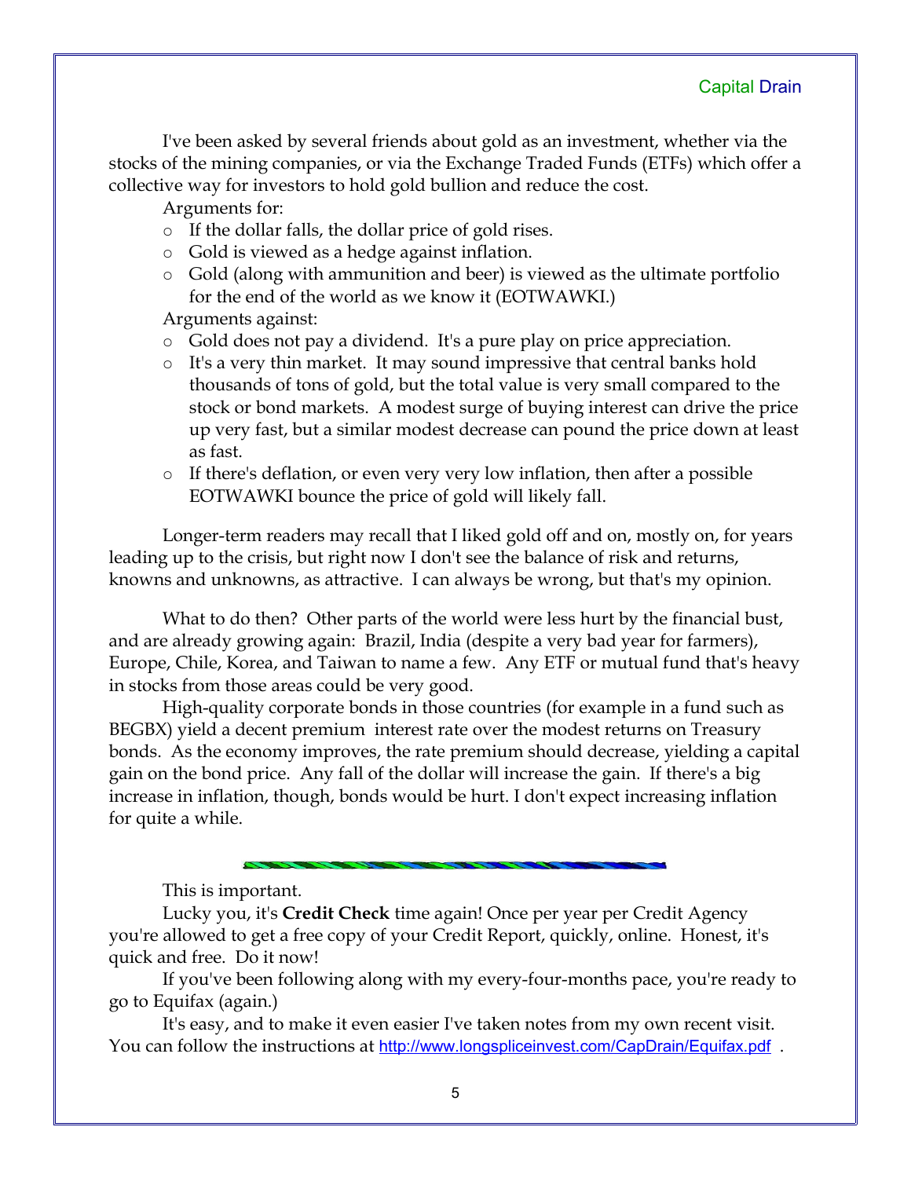I've been asked by several friends about gold as an investment, whether via the stocks of the mining companies, or via the Exchange Traded Funds (ETFs) which offer a collective way for investors to hold gold bullion and reduce the cost.

Arguments for:

- If the dollar falls, the dollar price of gold rises.
- Gold is viewed as a hedge against inflation.
- Gold (along with ammunition and beer) is viewed as the ultimate portfolio for the end of the world as we know it (EOTWAWKI.)

Arguments against:

- Gold does not pay a dividend. It's a pure play on price appreciation.
- It's a very thin market. It may sound impressive that central banks hold thousands of tons of gold, but the total value is very small compared to the stock or bond markets. A modest surge of buying interest can drive the price up very fast, but a similar modest decrease can pound the price down at least as fast.
- If there's deflation, or even very very low inflation, then after a possible EOTWAWKI bounce the price of gold will likely fall.

Longer-term readers may recall that I liked gold off and on, mostly on, for years leading up to the crisis, but right now I don't see the balance of risk and returns, knowns and unknowns, as attractive. I can always be wrong, but that's my opinion.

What to do then? Other parts of the world were less hurt by the financial bust, and are already growing again: Brazil, India (despite a very bad year for farmers), Europe, Chile, Korea, and Taiwan to name a few. Any ETF or mutual fund that's heavy in stocks from those areas could be very good.

High-quality corporate bonds in those countries (for example in a fund such as BEGBX) yield a decent premium interest rate over the modest returns on Treasury bonds. As the economy improves, the rate premium should decrease, yielding a capital gain on the bond price. Any fall of the dollar will increase the gain. If there's a big increase in inflation, though, bonds would be hurt. I don't expect increasing inflation for quite a while.

---

This is important.

Lucky you, it's **Credit Check** time again! Once per year per Credit Agency you're allowed to get a free copy of your Credit Report, quickly, online. Honest, it's quick and free. Do it now!

If you've been following along with my every-four-months pace, you're ready to go to Equifax (again.)

It's easy, and to make it even easier I've taken notes from my own recent visit. You can follow the instructions at http://www.longspliceinvest.com/CapDrain/Equifax.pdf .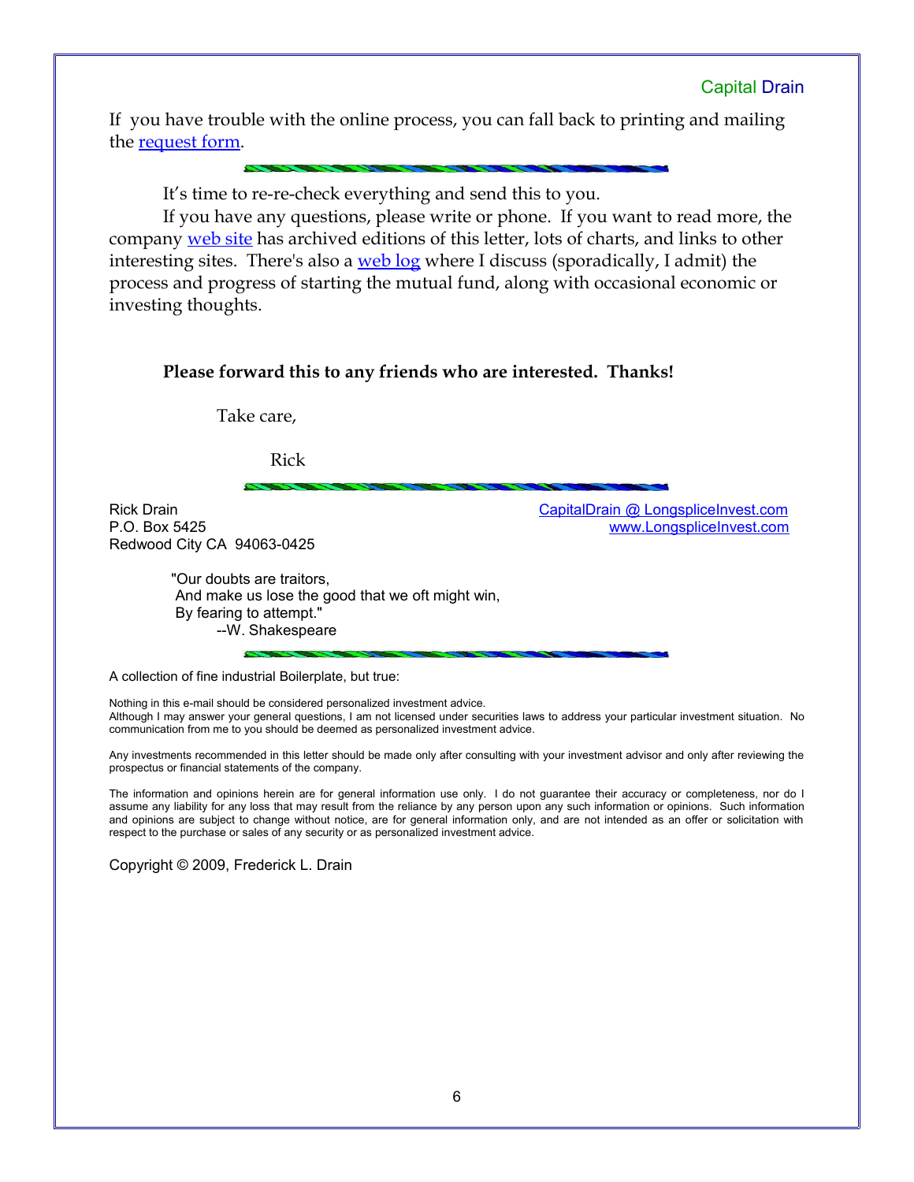If you have trouble with the online process, you can fall back to printing and mailing the request form.

---

It's time to re-re-check everything and send this to you.

If you have any questions, please write or phone. If you want to read more, the company web site has archived editions of this letter, lots of charts, and links to other interesting sites. There's also a web log where I discuss (sporadically, I admit) the process and progress of starting the mutual fund, along with occasional economic or investing thoughts.

**Please forward this to any friends who are interested. Thanks!**

Take care,

Rick

---

Rick Drain
P.O. Box 5425
Redwood City CA 94063-0425

CapitalDrain @ LongspliceInvest.com
www.LongspliceInvest.com

"Our doubts are traitors,
And make us lose the good that we oft might win,
By fearing to attempt."
--W. Shakespeare

---

A collection of fine industrial Boilerplate, but true:

Nothing in this e-mail should be considered personalized investment advice.
Although I may answer your general questions, I am not licensed under securities laws to address your particular investment situation. No communication from me to you should be deemed as personalized investment advice.

Any investments recommended in this letter should be made only after consulting with your investment advisor and only after reviewing the prospectus or financial statements of the company.

The information and opinions herein are for general information use only. I do not guarantee their accuracy or completeness, nor do I assume any liability for any loss that may result from the reliance by any person upon any such information or opinions. Such information and opinions are subject to change without notice, are for general information only, and are not intended as an offer or solicitation with respect to the purchase or sales of any security or as personalized investment advice.

Copyright © 2009, Frederick L. Drain